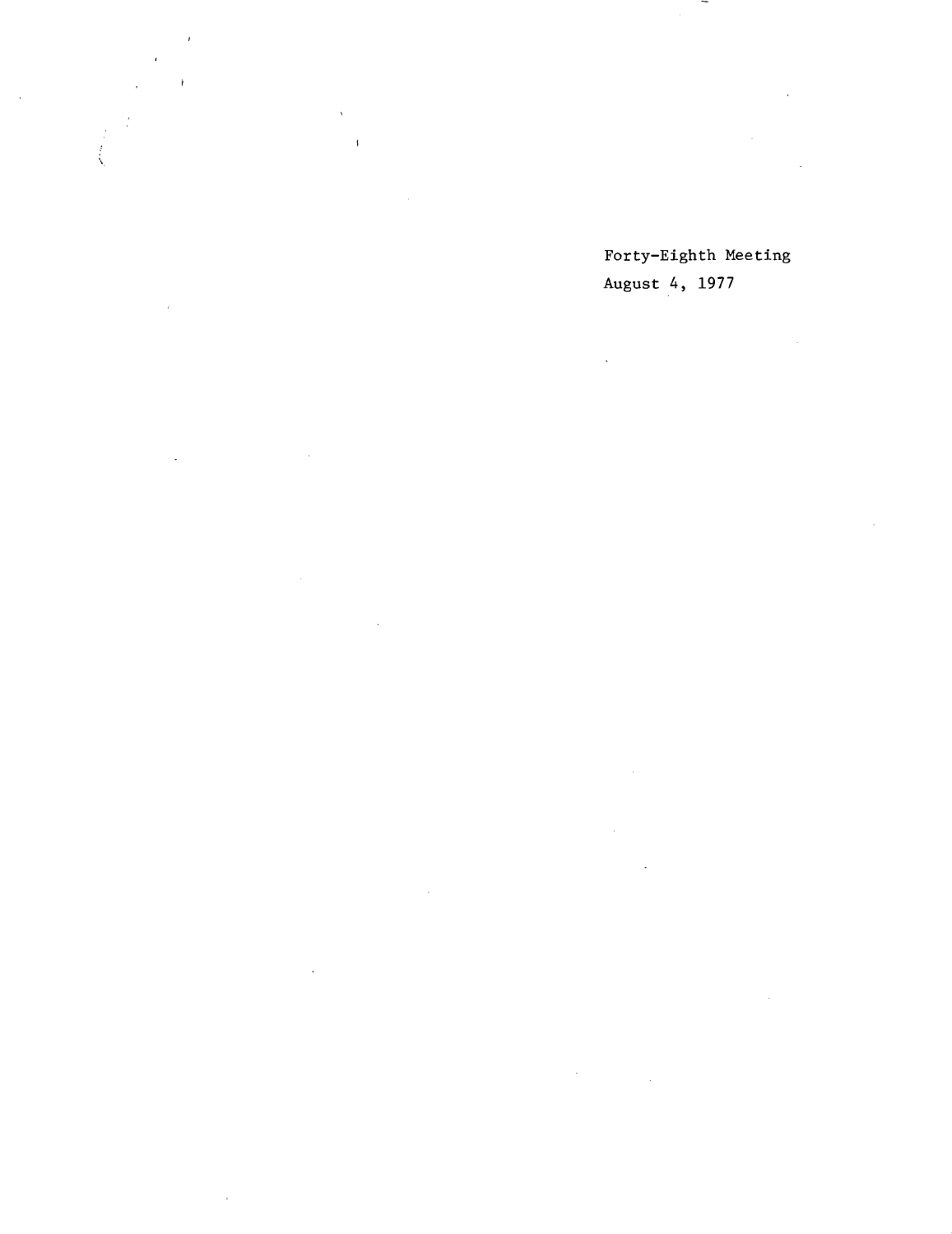Forty-Eighth Meeting

August 4, 1977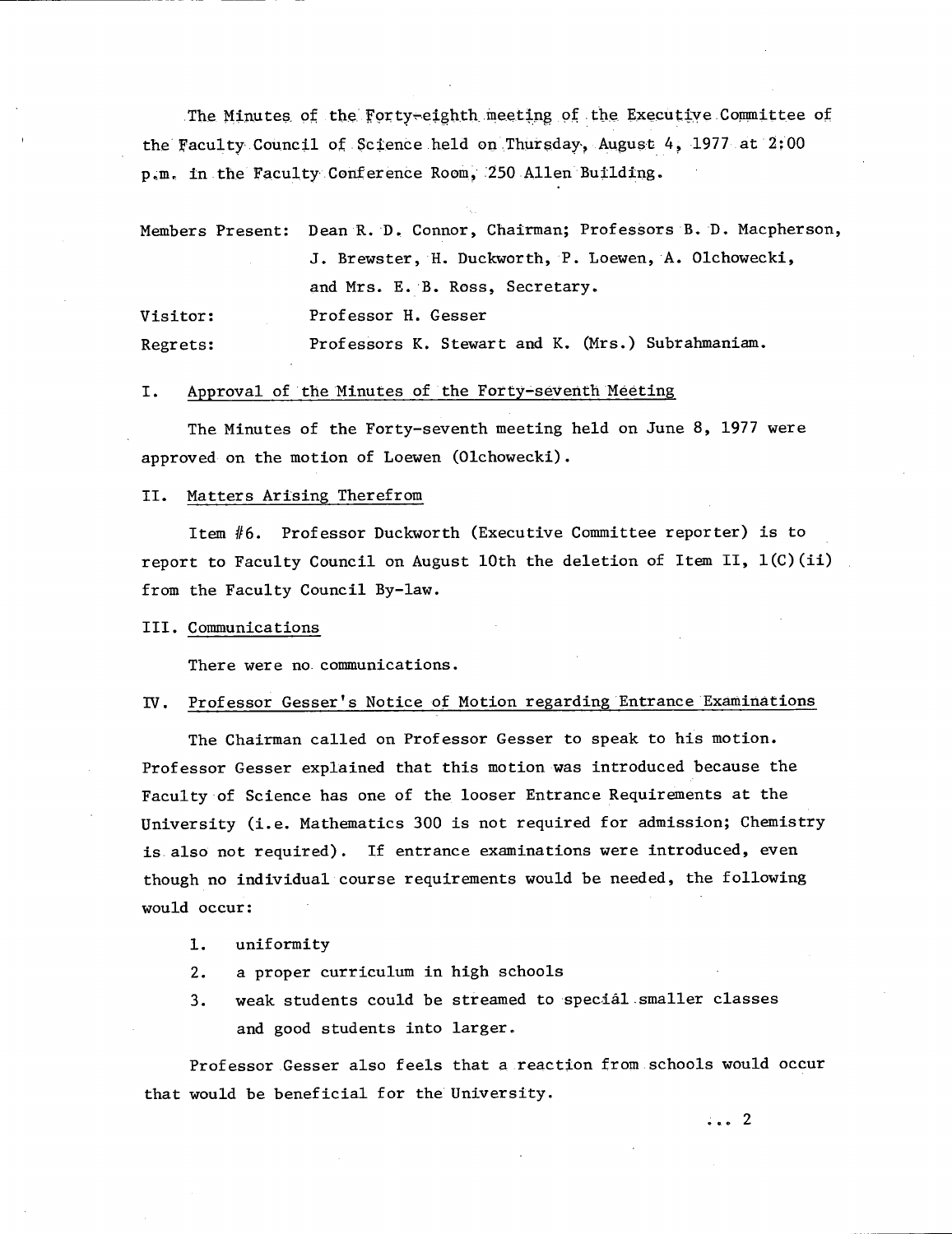The Minutes of the Forty-eighth meeting of the Executive Committee of the Faculty Council of Science held on Thursday, August 4, 1977 at 2:00 p.m. in the Faculty Conference Room, 250 Allen Building.

| | |
|---|---|
| Members Present: | Dean R. D. Connor, Chairman; Professors B. D. Macpherson, J. Brewster, H. Duckworth, P. Loewen, A. Olchowecki, and Mrs. E. B. Ross, Secretary. |
| Visitor: | Professor H. Gesser |
| Regrets: | Professors K. Stewart and K. (Mrs.) Subrahmaniam. |

## I. Approval of the Minutes of the Forty-seventh Meeting

The Minutes of the Forty-seventh meeting held on June 8, 1977 were approved on the motion of Loewen (Olchowecki).

## II. Matters Arising Therefrom

Item #6. Professor Duckworth (Executive Committee reporter) is to report to Faculty Council on August 10th the deletion of Item II, 1(C)(ii) from the Faculty Council By-law.

## III. Communications

There were no communications.

## IV. Professor Gesser's Notice of Motion regarding Entrance Examinations

The Chairman called on Professor Gesser to speak to his motion. Professor Gesser explained that this motion was introduced because the Faculty of Science has one of the looser Entrance Requirements at the University (i.e. Mathematics 300 is not required for admission; Chemistry is also not required). If entrance examinations were introduced, even though no individual course requirements would be needed, the following would occur:

1. uniformity
2. a proper curriculum in high schools
3. weak students could be streamed to special smaller classes and good students into larger.

Professor Gesser also feels that a reaction from schools would occur that would be beneficial for the University.

... 2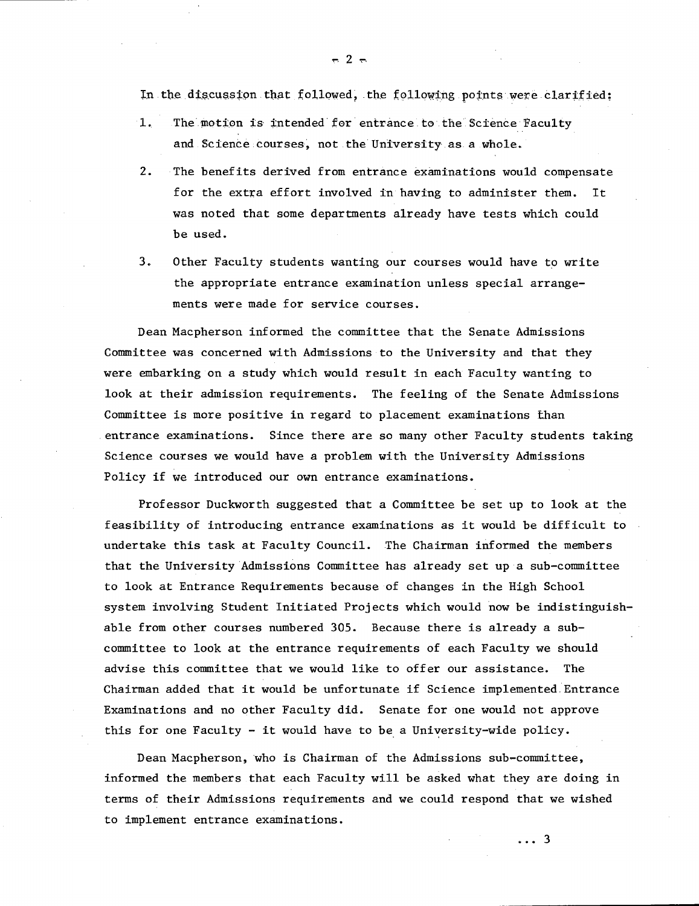In the discussion that followed, the following points were clarified:

1. The motion is intended for entrance to the Science Faculty and Science courses, not the University as a whole.

2. The benefits derived from entrance examinations would compensate for the extra effort involved in having to administer them. It was noted that some departments already have tests which could be used.

3. Other Faculty students wanting our courses would have to write the appropriate entrance examination unless special arrangements were made for service courses.

Dean Macpherson informed the committee that the Senate Admissions Committee was concerned with Admissions to the University and that they were embarking on a study which would result in each Faculty wanting to look at their admission requirements. The feeling of the Senate Admissions Committee is more positive in regard to placement examinations than entrance examinations. Since there are so many other Faculty students taking Science courses we would have a problem with the University Admissions Policy if we introduced our own entrance examinations.

Professor Duckworth suggested that a Committee be set up to look at the feasibility of introducing entrance examinations as it would be difficult to undertake this task at Faculty Council. The Chairman informed the members that the University Admissions Committee has already set up a sub-committee to look at Entrance Requirements because of changes in the High School system involving Student Initiated Projects which would now be indistinguishable from other courses numbered 305. Because there is already a sub-committee to look at the entrance requirements of each Faculty we should advise this committee that we would like to offer our assistance. The Chairman added that it would be unfortunate if Science implemented Entrance Examinations and no other Faculty did. Senate for one would not approve this for one Faculty - it would have to be a University-wide policy.

Dean Macpherson, who is Chairman of the Admissions sub-committee, informed the members that each Faculty will be asked what they are doing in terms of their Admissions requirements and we could respond that we wished to implement entrance examinations.

... 3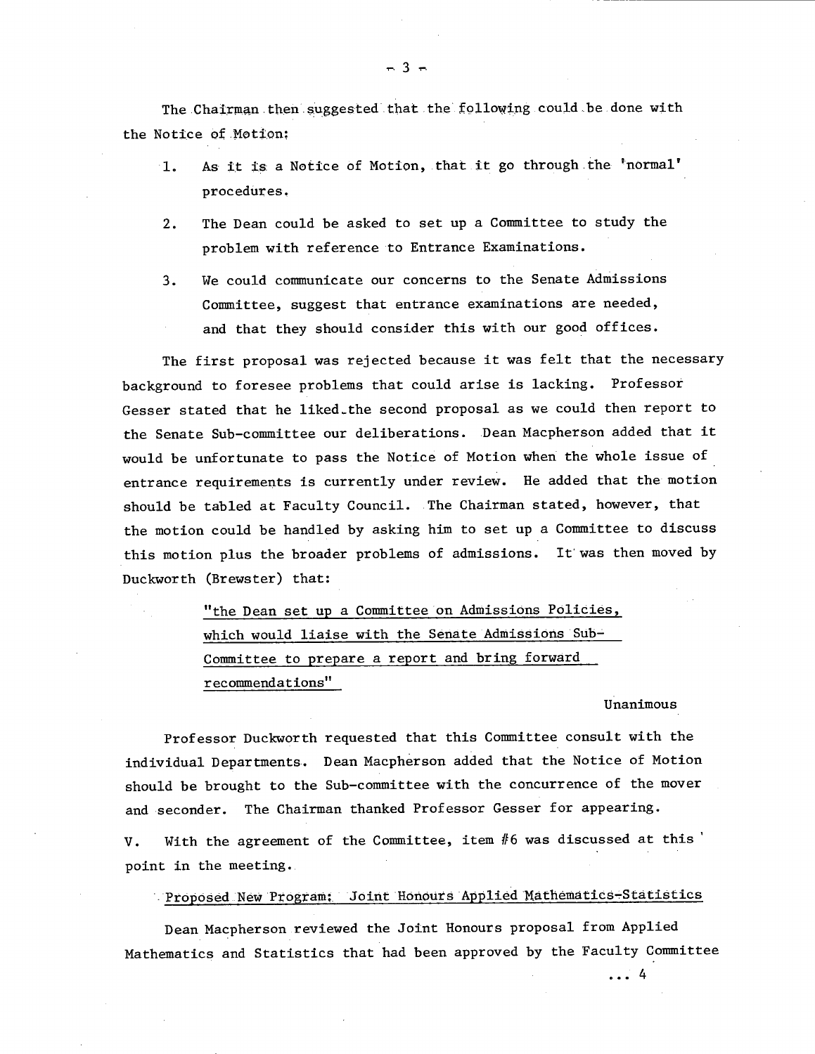The Chairman then suggested that the following could be done with the Notice of Motion:

1. As it is a Notice of Motion, that it go through the 'normal' procedures.

2. The Dean could be asked to set up a Committee to study the problem with reference to Entrance Examinations.

3. We could communicate our concerns to the Senate Admissions Committee, suggest that entrance examinations are needed, and that they should consider this with our good offices.

The first proposal was rejected because it was felt that the necessary background to foresee problems that could arise is lacking. Professor Gesser stated that he liked the second proposal as we could then report to the Senate Sub-committee our deliberations. Dean Macpherson added that it would be unfortunate to pass the Notice of Motion when the whole issue of entrance requirements is currently under review. He added that the motion should be tabled at Faculty Council. The Chairman stated, however, that the motion could be handled by asking him to set up a Committee to discuss this motion plus the broader problems of admissions. It was then moved by Duckworth (Brewster) that:

> "the Dean set up a Committee on Admissions Policies, which would liaise with the Senate Admissions Sub-Committee to prepare a report and bring forward recommendations"

Unanimous

Professor Duckworth requested that this Committee consult with the individual Departments. Dean Macpherson added that the Notice of Motion should be brought to the Sub-committee with the concurrence of the mover and seconder. The Chairman thanked Professor Gesser for appearing.

V. With the agreement of the Committee, item #6 was discussed at this point in the meeting.

Proposed New Program: Joint Honours Applied Mathematics-Statistics

Dean Macpherson reviewed the Joint Honours proposal from Applied Mathematics and Statistics that had been approved by the Faculty Committee

... 4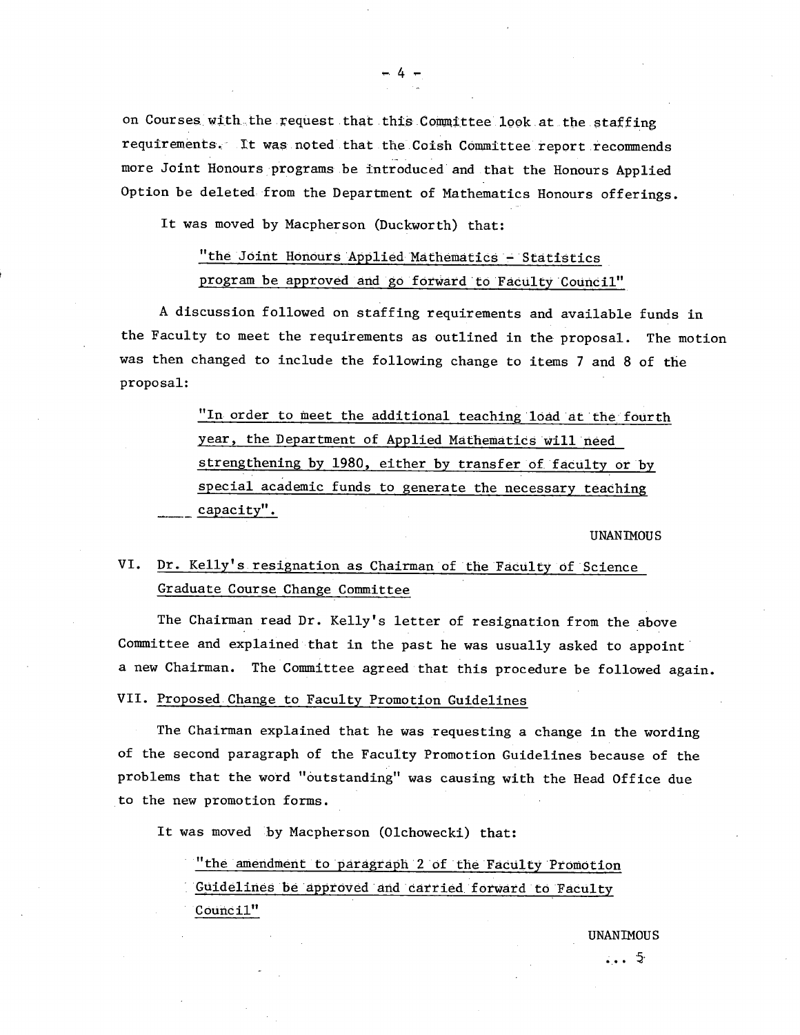on Courses with the request that this Committee look at the staffing requirements. It was noted that the Coish Committee report recommends more Joint Honours programs be introduced and that the Honours Applied Option be deleted from the Department of Mathematics Honours offerings.

It was moved by Macpherson (Duckworth) that:

> "the Joint Honours Applied Mathematics - Statistics program be approved and go forward to Faculty Council"

A discussion followed on staffing requirements and available funds in the Faculty to meet the requirements as outlined in the proposal. The motion was then changed to include the following change to items 7 and 8 of the proposal:

> "In order to meet the additional teaching load at the fourth year, the Department of Applied Mathematics will need strengthening by 1980, either by transfer of faculty or by special academic funds to generate the necessary teaching capacity".

UNANIMOUS

## VI. Dr. Kelly's resignation as Chairman of the Faculty of Science Graduate Course Change Committee

The Chairman read Dr. Kelly's letter of resignation from the above Committee and explained that in the past he was usually asked to appoint a new Chairman. The Committee agreed that this procedure be followed again.

## VII. Proposed Change to Faculty Promotion Guidelines

The Chairman explained that he was requesting a change in the wording of the second paragraph of the Faculty Promotion Guidelines because of the problems that the word "outstanding" was causing with the Head Office due to the new promotion forms.

It was moved by Macpherson (Olchowecki) that:

> "the amendment to paragraph 2 of the Faculty Promotion Guidelines be approved and carried forward to Faculty Council"

UNANIMOUS

... 5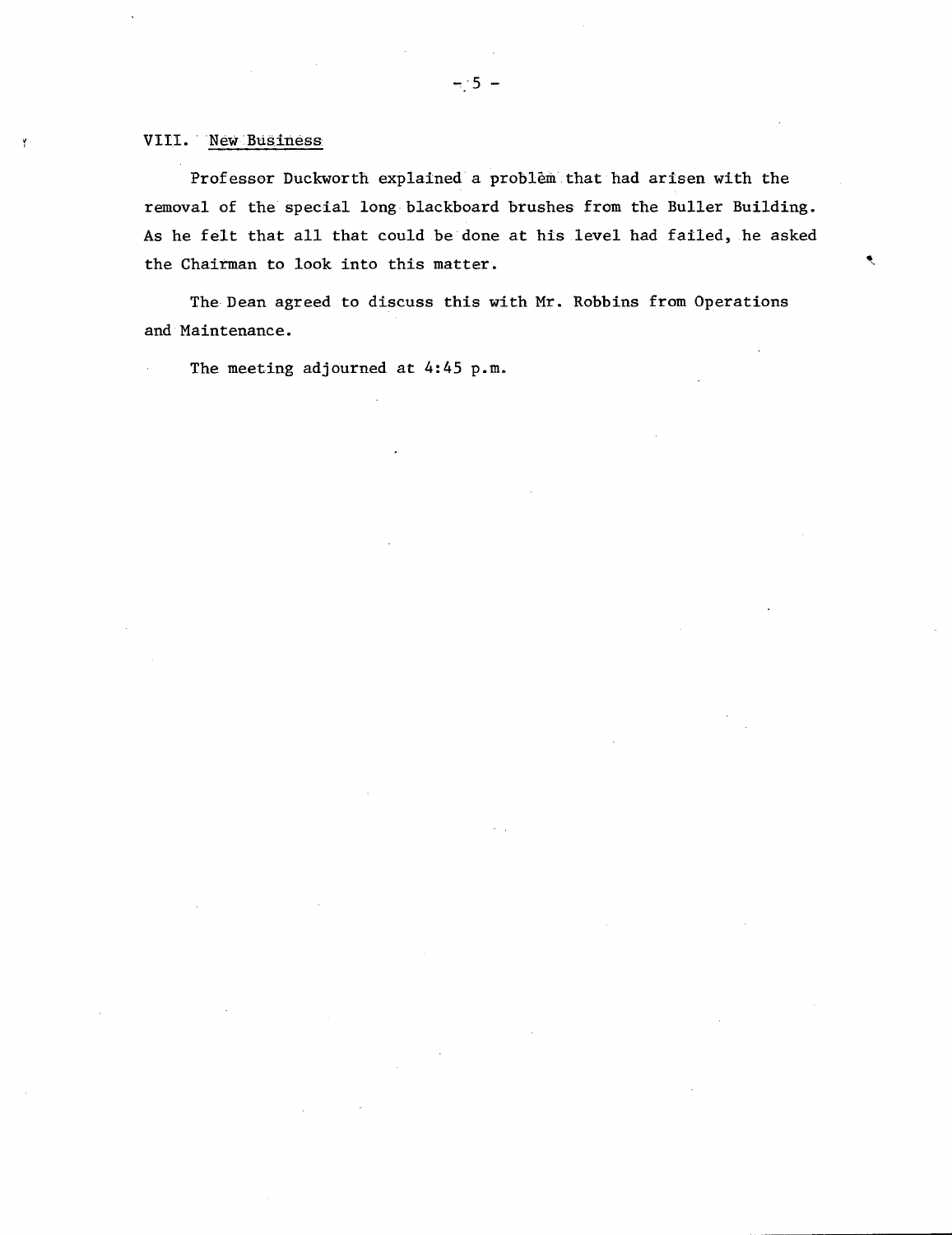## VIII. New Business

Professor Duckworth explained a problem that had arisen with the removal of the special long blackboard brushes from the Buller Building. As he felt that all that could be done at his level had failed, he asked the Chairman to look into this matter.

The Dean agreed to discuss this with Mr. Robbins from Operations and Maintenance.

The meeting adjourned at 4:45 p.m.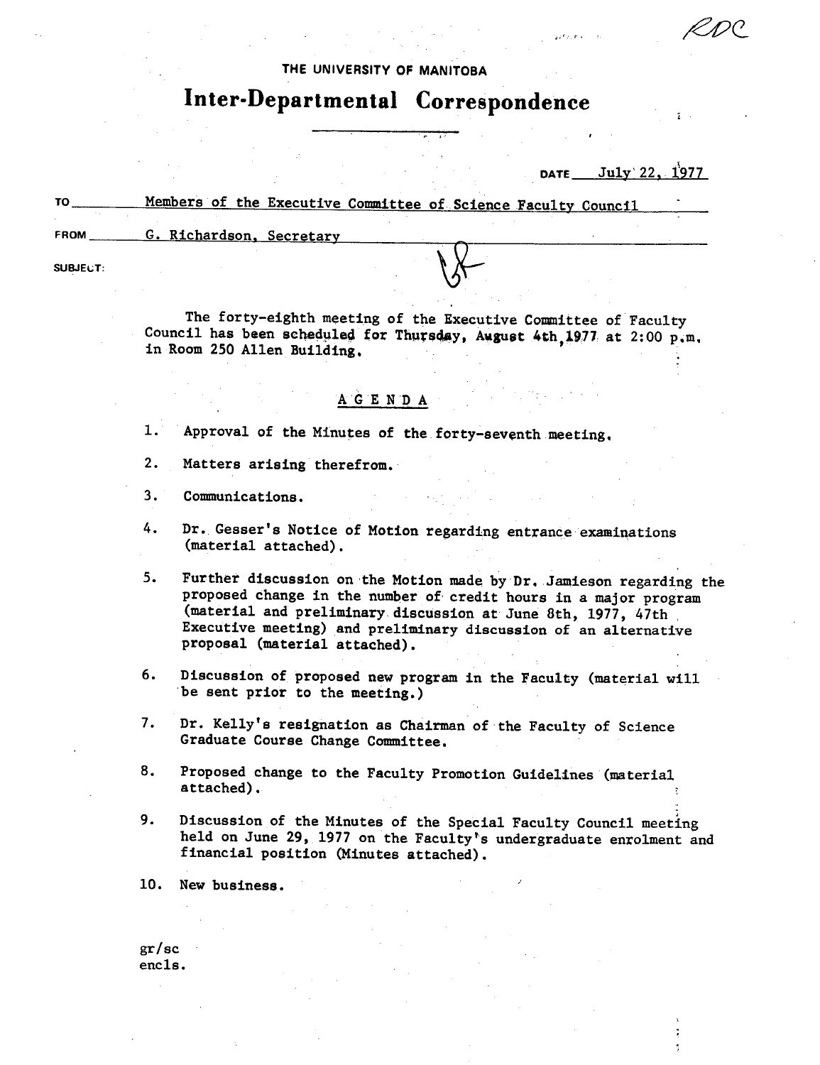RDC

THE UNIVERSITY OF MANITOBA

# Inter-Departmental Correspondence

DATE July 22, 1977

TO Members of the Executive Committee of Science Faculty Council

FROM G. Richardson, Secretary

SUBJECT:

The forty-eighth meeting of the Executive Committee of Faculty Council has been scheduled for Thursday, August 4th, 1977 at 2:00 p.m. in Room 250 Allen Building.

## AGENDA

1. Approval of the Minutes of the forty-seventh meeting.
2. Matters arising therefrom.
3. Communications.
4. Dr. Gesser's Notice of Motion regarding entrance examinations (material attached).
5. Further discussion on the Motion made by Dr. Jamieson regarding the proposed change in the number of credit hours in a major program (material and preliminary discussion at June 8th, 1977, 47th Executive meeting) and preliminary discussion of an alternative proposal (material attached).
6. Discussion of proposed new program in the Faculty (material will be sent prior to the meeting.)
7. Dr. Kelly's resignation as Chairman of the Faculty of Science Graduate Course Change Committee.
8. Proposed change to the Faculty Promotion Guidelines (material attached).
9. Discussion of the Minutes of the Special Faculty Council meeting held on June 29, 1977 on the Faculty's undergraduate enrolment and financial position (Minutes attached).
10. New business.

gr/sc
encls.